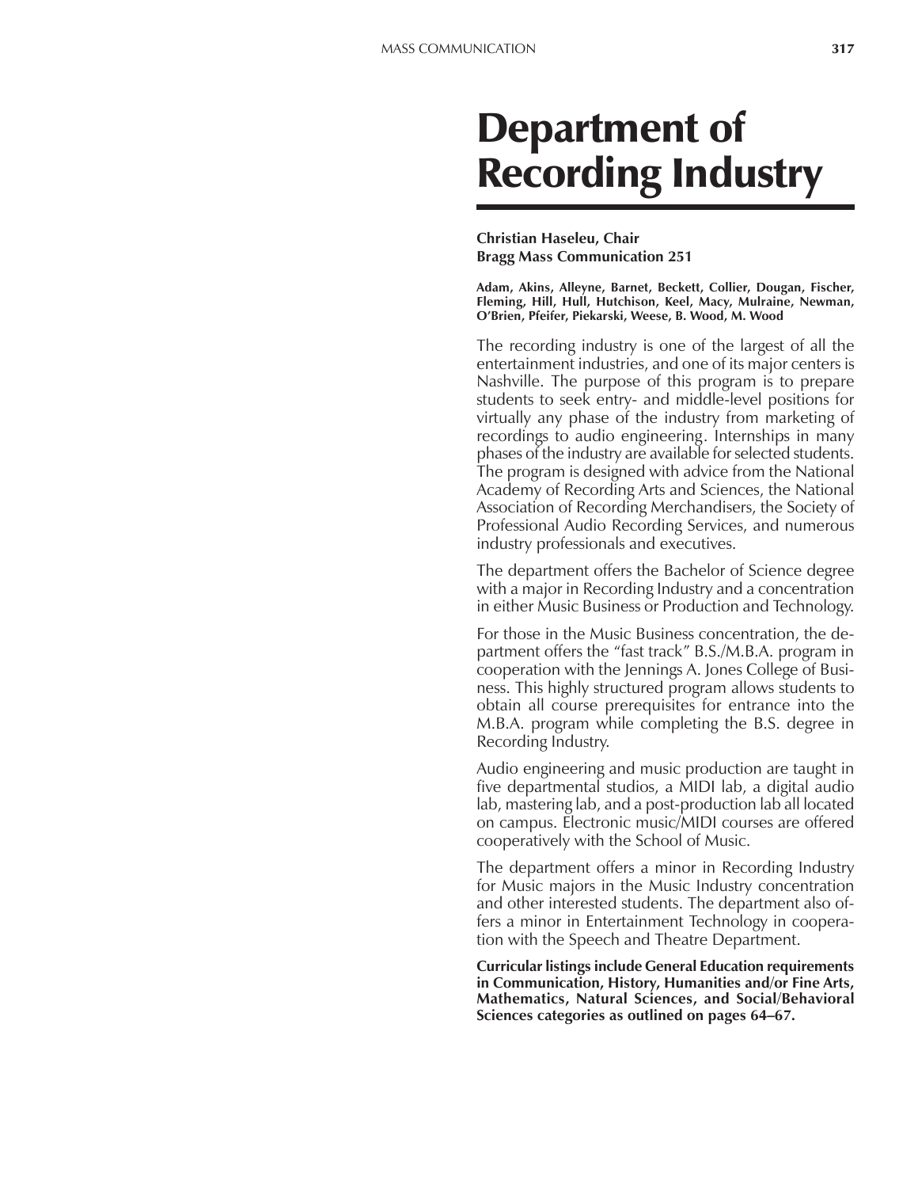# Department of Recording Industry

**Christian Haseleu, Chair**
**Bragg Mass Communication 251**

**Adam, Akins, Alleyne, Barnet, Beckett, Collier, Dougan, Fischer, Fleming, Hill, Hull, Hutchison, Keel, Macy, Mulraine, Newman, O'Brien, Pfeifer, Piekarski, Weese, B. Wood, M. Wood**

The recording industry is one of the largest of all the entertainment industries, and one of its major centers is Nashville. The purpose of this program is to prepare students to seek entry- and middle-level positions for virtually any phase of the industry from marketing of recordings to audio engineering. Internships in many phases of the industry are available for selected students. The program is designed with advice from the National Academy of Recording Arts and Sciences, the National Association of Recording Merchandisers, the Society of Professional Audio Recording Services, and numerous industry professionals and executives.

The department offers the Bachelor of Science degree with a major in Recording Industry and a concentration in either Music Business or Production and Technology.

For those in the Music Business concentration, the department offers the "fast track" B.S./M.B.A. program in cooperation with the Jennings A. Jones College of Business. This highly structured program allows students to obtain all course prerequisites for entrance into the M.B.A. program while completing the B.S. degree in Recording Industry.

Audio engineering and music production are taught in five departmental studios, a MIDI lab, a digital audio lab, mastering lab, and a post-production lab all located on campus. Electronic music/MIDI courses are offered cooperatively with the School of Music.

The department offers a minor in Recording Industry for Music majors in the Music Industry concentration and other interested students. The department also offers a minor in Entertainment Technology in cooperation with the Speech and Theatre Department.

**Curricular listings include General Education requirements in Communication, History, Humanities and/or Fine Arts, Mathematics, Natural Sciences, and Social/Behavioral Sciences categories as outlined on pages 64–67.**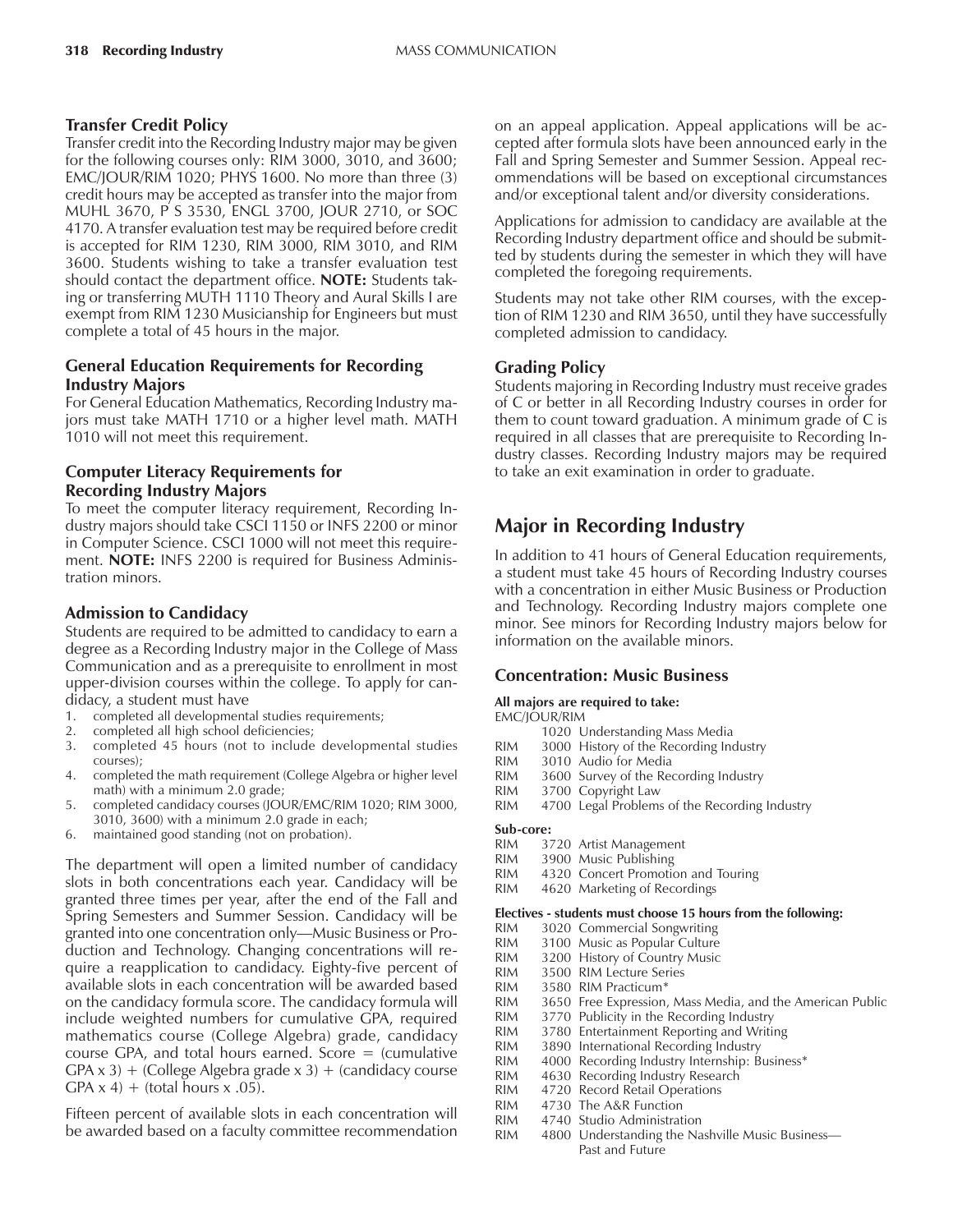### Transfer Credit Policy

Transfer credit into the Recording Industry major may be given for the following courses only: RIM 3000, 3010, and 3600; EMC/JOUR/RIM 1020; PHYS 1600. No more than three (3) credit hours may be accepted as transfer into the major from MUHL 3670, P S 3530, ENGL 3700, JOUR 2710, or SOC 4170. A transfer evaluation test may be required before credit is accepted for RIM 1230, RIM 3000, RIM 3010, and RIM 3600. Students wishing to take a transfer evaluation test should contact the department office. **NOTE:** Students taking or transferring MUTH 1110 Theory and Aural Skills I are exempt from RIM 1230 Musicianship for Engineers but must complete a total of 45 hours in the major.

### General Education Requirements for Recording Industry Majors

For General Education Mathematics, Recording Industry majors must take MATH 1710 or a higher level math. MATH 1010 will not meet this requirement.

### Computer Literacy Requirements for Recording Industry Majors

To meet the computer literacy requirement, Recording Industry majors should take CSCI 1150 or INFS 2200 or minor in Computer Science. CSCI 1000 will not meet this requirement. **NOTE:** INFS 2200 is required for Business Administration minors.

### Admission to Candidacy

Students are required to be admitted to candidacy to earn a degree as a Recording Industry major in the College of Mass Communication and as a prerequisite to enrollment in most upper-division courses within the college. To apply for candidacy, a student must have

1. completed all developmental studies requirements;
2. completed all high school deficiencies;
3. completed 45 hours (not to include developmental studies courses);
4. completed the math requirement (College Algebra or higher level math) with a minimum 2.0 grade;
5. completed candidacy courses (JOUR/EMC/RIM 1020; RIM 3000, 3010, 3600) with a minimum 2.0 grade in each;
6. maintained good standing (not on probation).

The department will open a limited number of candidacy slots in both concentrations each year. Candidacy will be granted three times per year, after the end of the Fall and Spring Semesters and Summer Session. Candidacy will be granted into one concentration only—Music Business or Production and Technology. Changing concentrations will require a reapplication to candidacy. Eighty-five percent of available slots in each concentration will be awarded based on the candidacy formula score. The candidacy formula will include weighted numbers for cumulative GPA, required mathematics course (College Algebra) grade, candidacy course GPA, and total hours earned. Score = (cumulative GPA x 3) + (College Algebra grade x 3) + (candidacy course GPA x 4) + (total hours x .05).

Fifteen percent of available slots in each concentration will be awarded based on a faculty committee recommendation on an appeal application. Appeal applications will be accepted after formula slots have been announced early in the Fall and Spring Semester and Summer Session. Appeal recommendations will be based on exceptional circumstances and/or exceptional talent and/or diversity considerations.

Applications for admission to candidacy are available at the Recording Industry department office and should be submitted by students during the semester in which they will have completed the foregoing requirements.

Students may not take other RIM courses, with the exception of RIM 1230 and RIM 3650, until they have successfully completed admission to candidacy.

### Grading Policy

Students majoring in Recording Industry must receive grades of C or better in all Recording Industry courses in order for them to count toward graduation. A minimum grade of C is required in all classes that are prerequisite to Recording Industry classes. Recording Industry majors may be required to take an exit examination in order to graduate.

## Major in Recording Industry

In addition to 41 hours of General Education requirements, a student must take 45 hours of Recording Industry courses with a concentration in either Music Business or Production and Technology. Recording Industry majors complete one minor. See minors for Recording Industry majors below for information on the available minors.

### Concentration: Music Business

**All majors are required to take:**

EMC/JOUR/RIM
- 1020 Understanding Mass Media
- RIM 3000 History of the Recording Industry
- RIM 3010 Audio for Media
- RIM 3600 Survey of the Recording Industry
- RIM 3700 Copyright Law
- RIM 4700 Legal Problems of the Recording Industry

**Sub-core:**
- RIM 3720 Artist Management
- RIM 3900 Music Publishing
- RIM 4320 Concert Promotion and Touring
- RIM 4620 Marketing of Recordings

**Electives - students must choose 15 hours from the following:**
- RIM 3020 Commercial Songwriting
- RIM 3100 Music as Popular Culture
- RIM 3200 History of Country Music
- RIM 3500 RIM Lecture Series
- RIM 3580 RIM Practicum*
- RIM 3650 Free Expression, Mass Media, and the American Public
- RIM 3770 Publicity in the Recording Industry
- RIM 3780 Entertainment Reporting and Writing
- RIM 3890 International Recording Industry
- RIM 4000 Recording Industry Internship: Business*
- RIM 4630 Recording Industry Research
- RIM 4720 Record Retail Operations
- RIM 4730 The A&R Function
- RIM 4740 Studio Administration
- RIM 4800 Understanding the Nashville Music Business—Past and Future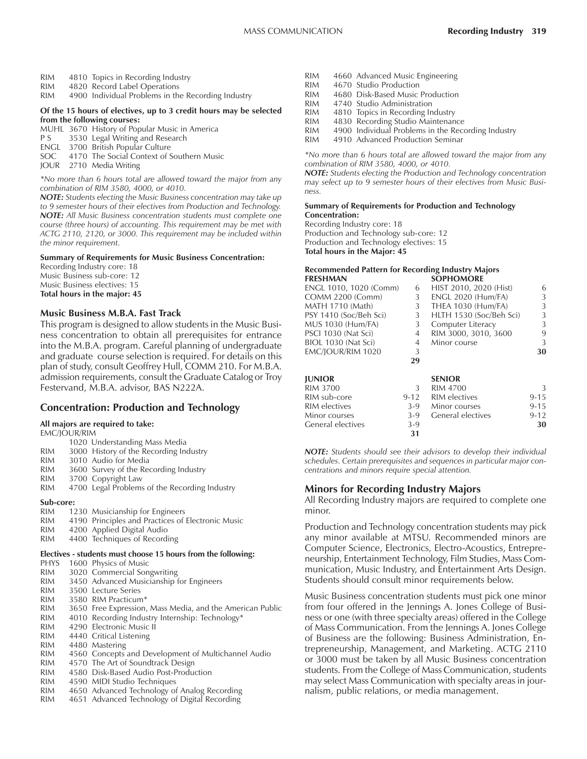RIM 4810 Topics in Recording Industry
RIM 4820 Record Label Operations
RIM 4900 Individual Problems in the Recording Industry

**Of the 15 hours of electives, up to 3 credit hours may be selected from the following courses:**

MUHL 3670 History of Popular Music in America
P S 3530 Legal Writing and Research
ENGL 3700 British Popular Culture
SOC 4170 The Social Context of Southern Music
JOUR 2710 Media Writing

*\*No more than 6 hours total are allowed toward the major from any combination of RIM 3580, 4000, or 4010.*

***NOTE:*** *Students electing the Music Business concentration may take up to 9 semester hours of their electives from Production and Technology.*

***NOTE:*** *All Music Business concentration students must complete one course (three hours) of accounting. This requirement may be met with ACTG 2110, 2120, or 3000. This requirement may be included within the minor requirement.*

**Summary of Requirements for Music Business Concentration:**

Recording Industry core: 18
Music Business sub-core: 12
Music Business electives: 15
**Total hours in the major: 45**

### Music Business M.B.A. Fast Track

This program is designed to allow students in the Music Business concentration to obtain all prerequisites for entrance into the M.B.A. program. Careful planning of undergraduate and graduate course selection is required. For details on this plan of study, consult Geoffrey Hull, COMM 210. For M.B.A. admission requirements, consult the Graduate Catalog or Troy Festervand, M.B.A. advisor, BAS N222A.

## Concentration: Production and Technology

**All majors are required to take:**

EMC/JOUR/RIM 1020 Understanding Mass Media
RIM 3000 History of the Recording Industry
RIM 3010 Audio for Media
RIM 3600 Survey of the Recording Industry
RIM 3700 Copyright Law
RIM 4700 Legal Problems of the Recording Industry

**Sub-core:**

RIM 1230 Musicianship for Engineers
RIM 4190 Principles and Practices of Electronic Music
RIM 4200 Applied Digital Audio
RIM 4400 Techniques of Recording

**Electives - students must choose 15 hours from the following:**

PHYS 1600 Physics of Music
RIM 3020 Commercial Songwriting
RIM 3450 Advanced Musicianship for Engineers
RIM 3500 Lecture Series
RIM 3580 RIM Practicum*
RIM 3650 Free Expression, Mass Media, and the American Public
RIM 4010 Recording Industry Internship: Technology*
RIM 4290 Electronic Music II
RIM 4440 Critical Listening
RIM 4480 Mastering
RIM 4560 Concepts and Development of Multichannel Audio
RIM 4570 The Art of Soundtrack Design
RIM 4580 Disk-Based Audio Post-Production
RIM 4590 MIDI Studio Techniques
RIM 4650 Advanced Technology of Analog Recording
RIM 4651 Advanced Technology of Digital Recording
RIM 4660 Advanced Music Engineering
RIM 4670 Studio Production
RIM 4680 Disk-Based Music Production
RIM 4740 Studio Administration
RIM 4810 Topics in Recording Industry
RIM 4830 Recording Studio Maintenance
RIM 4900 Individual Problems in the Recording Industry
RIM 4910 Advanced Production Seminar

*\*No more than 6 hours total are allowed toward the major from any combination of RIM 3580, 4000, or 4010.*

***NOTE:*** *Students electing the Production and Technology concentration may select up to 9 semester hours of their electives from Music Business.*

**Summary of Requirements for Production and Technology Concentration:**

Recording Industry core: 18
Production and Technology sub-core: 12
Production and Technology electives: 15
**Total hours in the Major: 45**

**Recommended Pattern for Recording Industry Majors**

| **FRESHMAN** | | **SOPHOMORE** | |
|---|---|---|---|
| ENGL 1010, 1020 (Comm) | 6 | HIST 2010, 2020 (Hist) | 6 |
| COMM 2200 (Comm) | 3 | ENGL 2020 (Hum/FA) | 3 |
| MATH 1710 (Math) | 3 | THEA 1030 (Hum/FA) | 3 |
| PSY 1410 (Soc/Beh Sci) | 3 | HLTH 1530 (Soc/Beh Sci) | 3 |
| MUS 1030 (Hum/FA) | 3 | Computer Literacy | 3 |
| PSCI 1030 (Nat Sci) | 4 | RIM 3000, 3010, 3600 | 9 |
| BIOL 1030 (Nat Sci) | 4 | Minor course | 3 |
| EMC/JOUR/RIM 1020 | 3 | | **30** |
| | **29** | | |

| **JUNIOR** | | **SENIOR** | |
|---|---|---|---|
| RIM 3700 | 3 | RIM 4700 | 3 |
| RIM sub-core | 9-12 | RIM electives | 9-15 |
| RIM electives | 3-9 | Minor courses | 9-15 |
| Minor courses | 3-9 | General electives | 9-12 |
| General electives | 3-9 | | **30** |
| | **31** | | |

***NOTE:*** *Students should see their advisors to develop their individual schedules. Certain prerequisites and sequences in particular major concentrations and minors require special attention.*

### Minors for Recording Industry Majors

All Recording Industry majors are required to complete one minor.

Production and Technology concentration students may pick any minor available at MTSU. Recommended minors are Computer Science, Electronics, Electro-Acoustics, Entrepreneurship, Entertainment Technology, Film Studies, Mass Communication, Music Industry, and Entertainment Arts Design. Students should consult minor requirements below.

Music Business concentration students must pick one minor from four offered in the Jennings A. Jones College of Business or one (with three specialty areas) offered in the College of Mass Communication. From the Jennings A. Jones College of Business are the following: Business Administration, Entrepreneurship, Management, and Marketing. ACTG 2110 or 3000 must be taken by all Music Business concentration students. From the College of Mass Communication, students may select Mass Communication with specialty areas in journalism, public relations, or media management.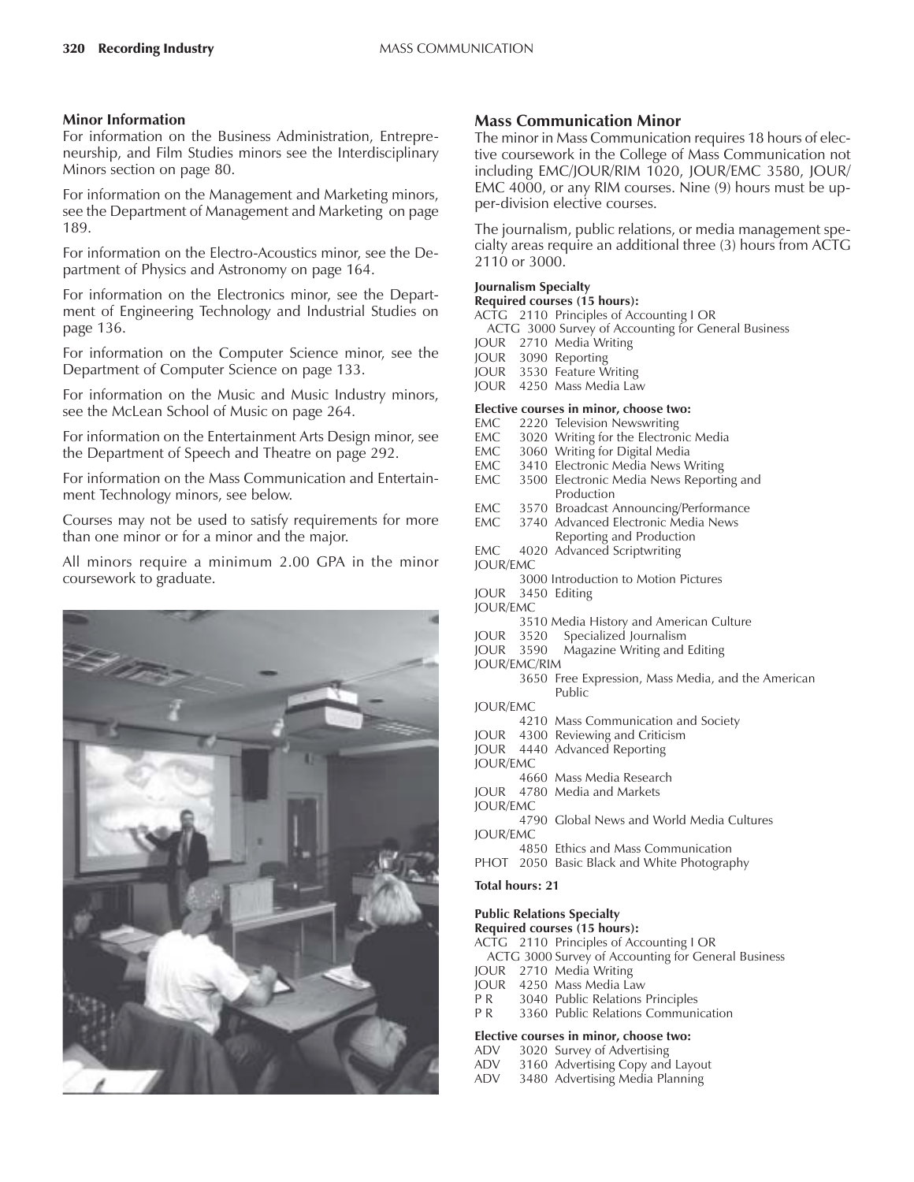### Minor Information

For information on the Business Administration, Entrepreneurship, and Film Studies minors see the Interdisciplinary Minors section on page 80.

For information on the Management and Marketing minors, see the Department of Management and Marketing on page 189.

For information on the Electro-Acoustics minor, see the Department of Physics and Astronomy on page 164.

For information on the Electronics minor, see the Department of Engineering Technology and Industrial Studies on page 136.

For information on the Computer Science minor, see the Department of Computer Science on page 133.

For information on the Music and Music Industry minors, see the McLean School of Music on page 264.

For information on the Entertainment Arts Design minor, see the Department of Speech and Theatre on page 292.

For information on the Mass Communication and Entertainment Technology minors, see below.

Courses may not be used to satisfy requirements for more than one minor or for a minor and the major.

All minors require a minimum 2.00 GPA in the minor coursework to graduate.

## Mass Communication Minor

The minor in Mass Communication requires 18 hours of elective coursework in the College of Mass Communication not including EMC/JOUR/RIM 1020, JOUR/EMC 3580, JOUR/EMC 4000, or any RIM courses. Nine (9) hours must be upper-division elective courses.

The journalism, public relations, or media management specialty areas require an additional three (3) hours from ACTG 2110 or 3000.

**Journalism Specialty**

**Required courses (15 hours):**

- ACTG 2110 Principles of Accounting I OR
  ACTG 3000 Survey of Accounting for General Business
- JOUR 2710 Media Writing
- JOUR 3090 Reporting
- JOUR 3530 Feature Writing
- JOUR 4250 Mass Media Law

**Elective courses in minor, choose two:**

- EMC 2220 Television Newswriting
- EMC 3020 Writing for the Electronic Media
- EMC 3060 Writing for Digital Media
- EMC 3410 Electronic Media News Writing
- EMC 3500 Electronic Media News Reporting and Production
- EMC 3570 Broadcast Announcing/Performance
- EMC 3740 Advanced Electronic Media News Reporting and Production
- EMC 4020 Advanced Scriptwriting
- JOUR/EMC 3000 Introduction to Motion Pictures
- JOUR 3450 Editing
- JOUR/EMC 3510 Media History and American Culture
- JOUR 3520 Specialized Journalism
- JOUR 3590 Magazine Writing and Editing
- JOUR/EMC/RIM 3650 Free Expression, Mass Media, and the American Public
- JOUR/EMC 4210 Mass Communication and Society
- JOUR 4300 Reviewing and Criticism
- JOUR 4440 Advanced Reporting
- JOUR/EMC 4660 Mass Media Research
- JOUR 4780 Media and Markets
- JOUR/EMC 4790 Global News and World Media Cultures
- JOUR/EMC 4850 Ethics and Mass Communication
- PHOT 2050 Basic Black and White Photography

**Total hours: 21**

**Public Relations Specialty**

**Required courses (15 hours):**

- ACTG 2110 Principles of Accounting I OR
  ACTG 3000 Survey of Accounting for General Business
- JOUR 2710 Media Writing
- JOUR 4250 Mass Media Law
- P R 3040 Public Relations Principles
- P R 3360 Public Relations Communication

**Elective courses in minor, choose two:**

- ADV 3020 Survey of Advertising
- ADV 3160 Advertising Copy and Layout
- ADV 3480 Advertising Media Planning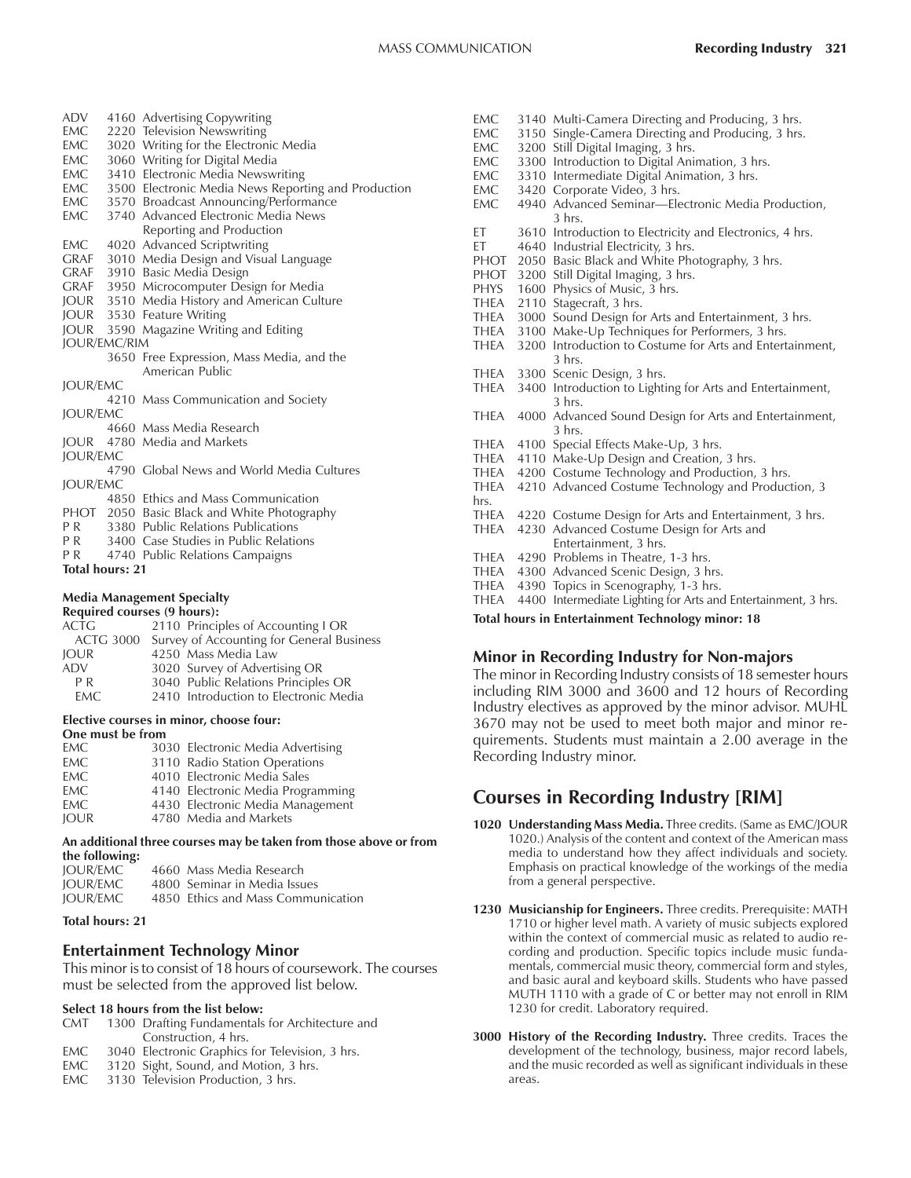ADV 4160 Advertising Copywriting
EMC 2220 Television Newswriting
EMC 3020 Writing for the Electronic Media
EMC 3060 Writing for Digital Media
EMC 3410 Electronic Media Newswriting
EMC 3500 Electronic Media News Reporting and Production
EMC 3570 Broadcast Announcing/Performance
EMC 3740 Advanced Electronic Media News Reporting and Production
EMC 4020 Advanced Scriptwriting
GRAF 3010 Media Design and Visual Language
GRAF 3910 Basic Media Design
GRAF 3950 Microcomputer Design for Media
JOUR 3510 Media History and American Culture
JOUR 3530 Feature Writing
JOUR 3590 Magazine Writing and Editing
JOUR/EMC/RIM 3650 Free Expression, Mass Media, and the American Public
JOUR/EMC 4210 Mass Communication and Society
JOUR/EMC 4660 Mass Media Research
JOUR 4780 Media and Markets
JOUR/EMC 4790 Global News and World Media Cultures
JOUR/EMC 4850 Ethics and Mass Communication
PHOT 2050 Basic Black and White Photography
P R 3380 Public Relations Publications
P R 3400 Case Studies in Public Relations
P R 4740 Public Relations Campaigns

**Total hours: 21**

**Media Management Specialty**

**Required courses (9 hours):**

ACTG 2110 Principles of Accounting I OR
ACTG 3000 Survey of Accounting for General Business
JOUR 4250 Mass Media Law
ADV 3020 Survey of Advertising OR
P R 3040 Public Relations Principles OR
EMC 2410 Introduction to Electronic Media

**Elective courses in minor, choose four:**
**One must be from**

EMC 3030 Electronic Media Advertising
EMC 3110 Radio Station Operations
EMC 4010 Electronic Media Sales
EMC 4140 Electronic Media Programming
EMC 4430 Electronic Media Management
JOUR 4780 Media and Markets

**An additional three courses may be taken from those above or from the following:**

JOUR/EMC 4660 Mass Media Research
JOUR/EMC 4800 Seminar in Media Issues
JOUR/EMC 4850 Ethics and Mass Communication

**Total hours: 21**

## Entertainment Technology Minor

This minor is to consist of 18 hours of coursework. The courses must be selected from the approved list below.

**Select 18 hours from the list below:**

CMT 1300 Drafting Fundamentals for Architecture and Construction, 4 hrs.
EMC 3040 Electronic Graphics for Television, 3 hrs.
EMC 3120 Sight, Sound, and Motion, 3 hrs.
EMC 3130 Television Production, 3 hrs.
EMC 3140 Multi-Camera Directing and Producing, 3 hrs.
EMC 3150 Single-Camera Directing and Producing, 3 hrs.
EMC 3200 Still Digital Imaging, 3 hrs.
EMC 3300 Introduction to Digital Animation, 3 hrs.
EMC 3310 Intermediate Digital Animation, 3 hrs.
EMC 3420 Corporate Video, 3 hrs.
EMC 4940 Advanced Seminar—Electronic Media Production, 3 hrs.
ET 3610 Introduction to Electricity and Electronics, 4 hrs.
ET 4640 Industrial Electricity, 3 hrs.
PHOT 2050 Basic Black and White Photography, 3 hrs.
PHOT 3200 Still Digital Imaging, 3 hrs.
PHYS 1600 Physics of Music, 3 hrs.
THEA 2110 Stagecraft, 3 hrs.
THEA 3000 Sound Design for Arts and Entertainment, 3 hrs.
THEA 3100 Make-Up Techniques for Performers, 3 hrs.
THEA 3200 Introduction to Costume for Arts and Entertainment, 3 hrs.
THEA 3300 Scenic Design, 3 hrs.
THEA 3400 Introduction to Lighting for Arts and Entertainment, 3 hrs.
THEA 4000 Advanced Sound Design for Arts and Entertainment, 3 hrs.
THEA 4100 Special Effects Make-Up, 3 hrs.
THEA 4110 Make-Up Design and Creation, 3 hrs.
THEA 4200 Costume Technology and Production, 3 hrs.
THEA 4210 Advanced Costume Technology and Production, 3 hrs.
THEA 4220 Costume Design for Arts and Entertainment, 3 hrs.
THEA 4230 Advanced Costume Design for Arts and Entertainment, 3 hrs.
THEA 4290 Problems in Theatre, 1-3 hrs.
THEA 4300 Advanced Scenic Design, 3 hrs.
THEA 4390 Topics in Scenography, 1-3 hrs.
THEA 4400 Intermediate Lighting for Arts and Entertainment, 3 hrs.

**Total hours in Entertainment Technology minor: 18**

## Minor in Recording Industry for Non-majors

The minor in Recording Industry consists of 18 semester hours including RIM 3000 and 3600 and 12 hours of Recording Industry electives as approved by the minor advisor. MUHL 3670 may not be used to meet both major and minor requirements. Students must maintain a 2.00 average in the Recording Industry minor.

## Courses in Recording Industry [RIM]

**1020 Understanding Mass Media.** Three credits. (Same as EMC/JOUR 1020.) Analysis of the content and context of the American mass media to understand how they affect individuals and society. Emphasis on practical knowledge of the workings of the media from a general perspective.

**1230 Musicianship for Engineers.** Three credits. Prerequisite: MATH 1710 or higher level math. A variety of music subjects explored within the context of commercial music as related to audio recording and production. Specific topics include music fundamentals, commercial music theory, commercial form and styles, and basic aural and keyboard skills. Students who have passed MUTH 1110 with a grade of C or better may not enroll in RIM 1230 for credit. Laboratory required.

**3000 History of the Recording Industry.** Three credits. Traces the development of the technology, business, major record labels, and the music recorded as well as significant individuals in these areas.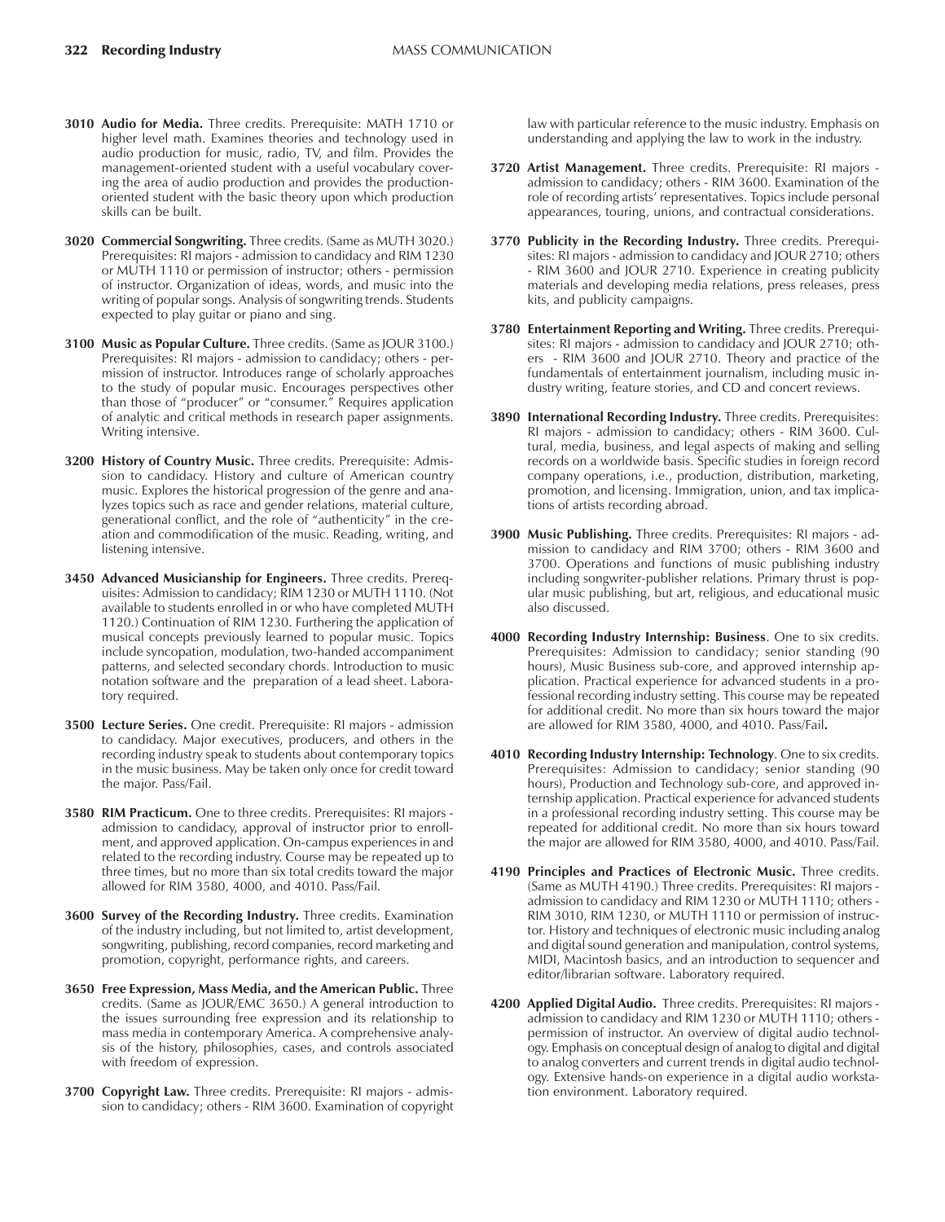**3010 Audio for Media.** Three credits. Prerequisite: MATH 1710 or higher level math. Examines theories and technology used in audio production for music, radio, TV, and film. Provides the management-oriented student with a useful vocabulary covering the area of audio production and provides the production-oriented student with the basic theory upon which production skills can be built.

**3020 Commercial Songwriting.** Three credits. (Same as MUTH 3020.) Prerequisites: RI majors - admission to candidacy and RIM 1230 or MUTH 1110 or permission of instructor; others - permission of instructor. Organization of ideas, words, and music into the writing of popular songs. Analysis of songwriting trends. Students expected to play guitar or piano and sing.

**3100 Music as Popular Culture.** Three credits. (Same as JOUR 3100.) Prerequisites: RI majors - admission to candidacy; others - permission of instructor. Introduces range of scholarly approaches to the study of popular music. Encourages perspectives other than those of "producer" or "consumer." Requires application of analytic and critical methods in research paper assignments. Writing intensive.

**3200 History of Country Music.** Three credits. Prerequisite: Admission to candidacy. History and culture of American country music. Explores the historical progression of the genre and analyzes topics such as race and gender relations, material culture, generational conflict, and the role of "authenticity" in the creation and commodification of the music. Reading, writing, and listening intensive.

**3450 Advanced Musicianship for Engineers.** Three credits. Prerequisites: Admission to candidacy; RIM 1230 or MUTH 1110. (Not available to students enrolled in or who have completed MUTH 1120.) Continuation of RIM 1230. Furthering the application of musical concepts previously learned to popular music. Topics include syncopation, modulation, two-handed accompaniment patterns, and selected secondary chords. Introduction to music notation software and the preparation of a lead sheet. Laboratory required.

**3500 Lecture Series.** One credit. Prerequisite: RI majors - admission to candidacy. Major executives, producers, and others in the recording industry speak to students about contemporary topics in the music business. May be taken only once for credit toward the major. Pass/Fail.

**3580 RIM Practicum.** One to three credits. Prerequisites: RI majors - admission to candidacy, approval of instructor prior to enrollment, and approved application. On-campus experiences in and related to the recording industry. Course may be repeated up to three times, but no more than six total credits toward the major allowed for RIM 3580, 4000, and 4010. Pass/Fail.

**3600 Survey of the Recording Industry.** Three credits. Examination of the industry including, but not limited to, artist development, songwriting, publishing, record companies, record marketing and promotion, copyright, performance rights, and careers.

**3650 Free Expression, Mass Media, and the American Public.** Three credits. (Same as JOUR/EMC 3650.) A general introduction to the issues surrounding free expression and its relationship to mass media in contemporary America. A comprehensive analysis of the history, philosophies, cases, and controls associated with freedom of expression.

**3700 Copyright Law.** Three credits. Prerequisite: RI majors - admission to candidacy; others - RIM 3600. Examination of copyright law with particular reference to the music industry. Emphasis on understanding and applying the law to work in the industry.

**3720 Artist Management.** Three credits. Prerequisite: RI majors - admission to candidacy; others - RIM 3600. Examination of the role of recording artists' representatives. Topics include personal appearances, touring, unions, and contractual considerations.

**3770 Publicity in the Recording Industry.** Three credits. Prerequisites: RI majors - admission to candidacy and JOUR 2710; others - RIM 3600 and JOUR 2710. Experience in creating publicity materials and developing media relations, press releases, press kits, and publicity campaigns.

**3780 Entertainment Reporting and Writing.** Three credits. Prerequisites: RI majors - admission to candidacy and JOUR 2710; others - RIM 3600 and JOUR 2710. Theory and practice of the fundamentals of entertainment journalism, including music industry writing, feature stories, and CD and concert reviews.

**3890 International Recording Industry.** Three credits. Prerequisites: RI majors - admission to candidacy; others - RIM 3600. Cultural, media, business, and legal aspects of making and selling records on a worldwide basis. Specific studies in foreign record company operations, i.e., production, distribution, marketing, promotion, and licensing. Immigration, union, and tax implications of artists recording abroad.

**3900 Music Publishing.** Three credits. Prerequisites: RI majors - admission to candidacy and RIM 3700; others - RIM 3600 and 3700. Operations and functions of music publishing industry including songwriter-publisher relations. Primary thrust is popular music publishing, but art, religious, and educational music also discussed.

**4000 Recording Industry Internship: Business**. One to six credits. Prerequisites: Admission to candidacy; senior standing (90 hours), Music Business sub-core, and approved internship application. Practical experience for advanced students in a professional recording industry setting. This course may be repeated for additional credit. No more than six hours toward the major are allowed for RIM 3580, 4000, and 4010. Pass/Fail.

**4010 Recording Industry Internship: Technology**. One to six credits. Prerequisites: Admission to candidacy; senior standing (90 hours), Production and Technology sub-core, and approved internship application. Practical experience for advanced students in a professional recording industry setting. This course may be repeated for additional credit. No more than six hours toward the major are allowed for RIM 3580, 4000, and 4010. Pass/Fail.

**4190 Principles and Practices of Electronic Music.** Three credits. (Same as MUTH 4190.) Three credits. Prerequisites: RI majors - admission to candidacy and RIM 1230 or MUTH 1110; others - RIM 3010, RIM 1230, or MUTH 1110 or permission of instructor. History and techniques of electronic music including analog and digital sound generation and manipulation, control systems, MIDI, Macintosh basics, and an introduction to sequencer and editor/librarian software. Laboratory required.

**4200 Applied Digital Audio.** Three credits. Prerequisites: RI majors - admission to candidacy and RIM 1230 or MUTH 1110; others - permission of instructor. An overview of digital audio technology. Emphasis on conceptual design of analog to digital and digital to analog converters and current trends in digital audio technology. Extensive hands-on experience in a digital audio workstation environment. Laboratory required.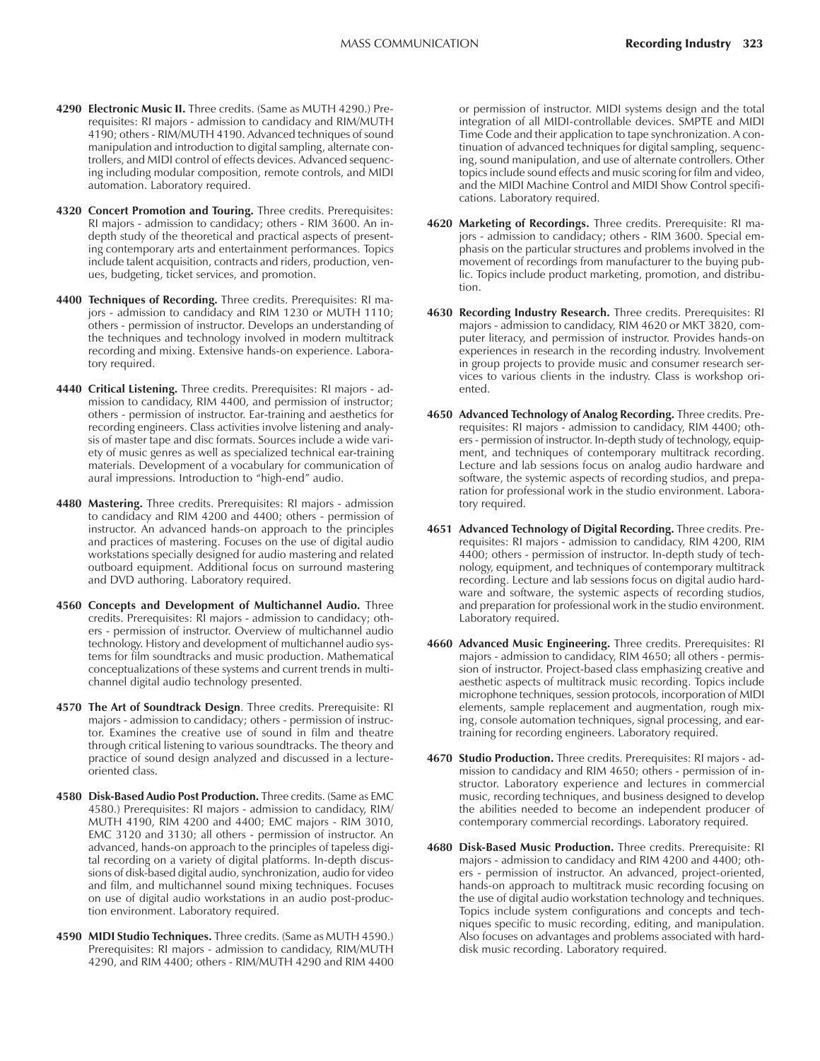**4290 Electronic Music II.** Three credits. (Same as MUTH 4290.) Prerequisites: RI majors - admission to candidacy and RIM/MUTH 4190; others - RIM/MUTH 4190. Advanced techniques of sound manipulation and introduction to digital sampling, alternate controllers, and MIDI control of effects devices. Advanced sequencing including modular composition, remote controls, and MIDI automation. Laboratory required.

**4320 Concert Promotion and Touring.** Three credits. Prerequisites: RI majors - admission to candidacy; others - RIM 3600. An in-depth study of the theoretical and practical aspects of presenting contemporary arts and entertainment performances. Topics include talent acquisition, contracts and riders, production, venues, budgeting, ticket services, and promotion.

**4400 Techniques of Recording.** Three credits. Prerequisites: RI majors - admission to candidacy and RIM 1230 or MUTH 1110; others - permission of instructor. Develops an understanding of the techniques and technology involved in modern multitrack recording and mixing. Extensive hands-on experience. Laboratory required.

**4440 Critical Listening.** Three credits. Prerequisites: RI majors - admission to candidacy, RIM 4400, and permission of instructor; others - permission of instructor. Ear-training and aesthetics for recording engineers. Class activities involve listening and analysis of master tape and disc formats. Sources include a wide variety of music genres as well as specialized technical ear-training materials. Development of a vocabulary for communication of aural impressions. Introduction to "high-end" audio.

**4480 Mastering.** Three credits. Prerequisites: RI majors - admission to candidacy and RIM 4200 and 4400; others - permission of instructor. An advanced hands-on approach to the principles and practices of mastering. Focuses on the use of digital audio workstations specially designed for audio mastering and related outboard equipment. Additional focus on surround mastering and DVD authoring. Laboratory required.

**4560 Concepts and Development of Multichannel Audio.** Three credits. Prerequisites: RI majors - admission to candidacy; others - permission of instructor. Overview of multichannel audio technology. History and development of multichannel audio systems for film soundtracks and music production. Mathematical conceptualizations of these systems and current trends in multichannel digital audio technology presented.

**4570 The Art of Soundtrack Design**. Three credits. Prerequisite: RI majors - admission to candidacy; others - permission of instructor. Examines the creative use of sound in film and theatre through critical listening to various soundtracks. The theory and practice of sound design analyzed and discussed in a lecture-oriented class.

**4580 Disk-Based Audio Post Production.** Three credits. (Same as EMC 4580.) Prerequisites: RI majors - admission to candidacy, RIM/MUTH 4190, RIM 4200 and 4400; EMC majors - RIM 3010, EMC 3120 and 3130; all others - permission of instructor. An advanced, hands-on approach to the principles of tapeless digital recording on a variety of digital platforms. In-depth discussions of disk-based digital audio, synchronization, audio for video and film, and multichannel sound mixing techniques. Focuses on use of digital audio workstations in an audio post-production environment. Laboratory required.

**4590 MIDI Studio Techniques.** Three credits. (Same as MUTH 4590.) Prerequisites: RI majors - admission to candidacy, RIM/MUTH 4290, and RIM 4400; others - RIM/MUTH 4290 and RIM 4400 or permission of instructor. MIDI systems design and the total integration of all MIDI-controllable devices. SMPTE and MIDI Time Code and their application to tape synchronization. A continuation of advanced techniques for digital sampling, sequencing, sound manipulation, and use of alternate controllers. Other topics include sound effects and music scoring for film and video, and the MIDI Machine Control and MIDI Show Control specifications. Laboratory required.

**4620 Marketing of Recordings.** Three credits. Prerequisite: RI majors - admission to candidacy; others - RIM 3600. Special emphasis on the particular structures and problems involved in the movement of recordings from manufacturer to the buying public. Topics include product marketing, promotion, and distribution.

**4630 Recording Industry Research.** Three credits. Prerequisites: RI majors - admission to candidacy, RIM 4620 or MKT 3820, computer literacy, and permission of instructor. Provides hands-on experiences in research in the recording industry. Involvement in group projects to provide music and consumer research services to various clients in the industry. Class is workshop oriented.

**4650 Advanced Technology of Analog Recording.** Three credits. Prerequisites: RI majors - admission to candidacy, RIM 4400; others - permission of instructor. In-depth study of technology, equipment, and techniques of contemporary multitrack recording. Lecture and lab sessions focus on analog audio hardware and software, the systemic aspects of recording studios, and preparation for professional work in the studio environment. Laboratory required.

**4651 Advanced Technology of Digital Recording.** Three credits. Prerequisites: RI majors - admission to candidacy, RIM 4200, RIM 4400; others - permission of instructor. In-depth study of technology, equipment, and techniques of contemporary multitrack recording. Lecture and lab sessions focus on digital audio hardware and software, the systemic aspects of recording studios, and preparation for professional work in the studio environment. Laboratory required.

**4660 Advanced Music Engineering.** Three credits. Prerequisites: RI majors - admission to candidacy, RIM 4650; all others - permission of instructor. Project-based class emphasizing creative and aesthetic aspects of multitrack music recording. Topics include microphone techniques, session protocols, incorporation of MIDI elements, sample replacement and augmentation, rough mixing, console automation techniques, signal processing, and ear-training for recording engineers. Laboratory required.

**4670 Studio Production.** Three credits. Prerequisites: RI majors - admission to candidacy and RIM 4650; others - permission of instructor. Laboratory experience and lectures in commercial music, recording techniques, and business designed to develop the abilities needed to become an independent producer of contemporary commercial recordings. Laboratory required.

**4680 Disk-Based Music Production.** Three credits. Prerequisite: RI majors - admission to candidacy and RIM 4200 and 4400; others - permission of instructor. An advanced, project-oriented, hands-on approach to multitrack music recording focusing on the use of digital audio workstation technology and techniques. Topics include system configurations and concepts and techniques specific to music recording, editing, and manipulation. Also focuses on advantages and problems associated with hard-disk music recording. Laboratory required.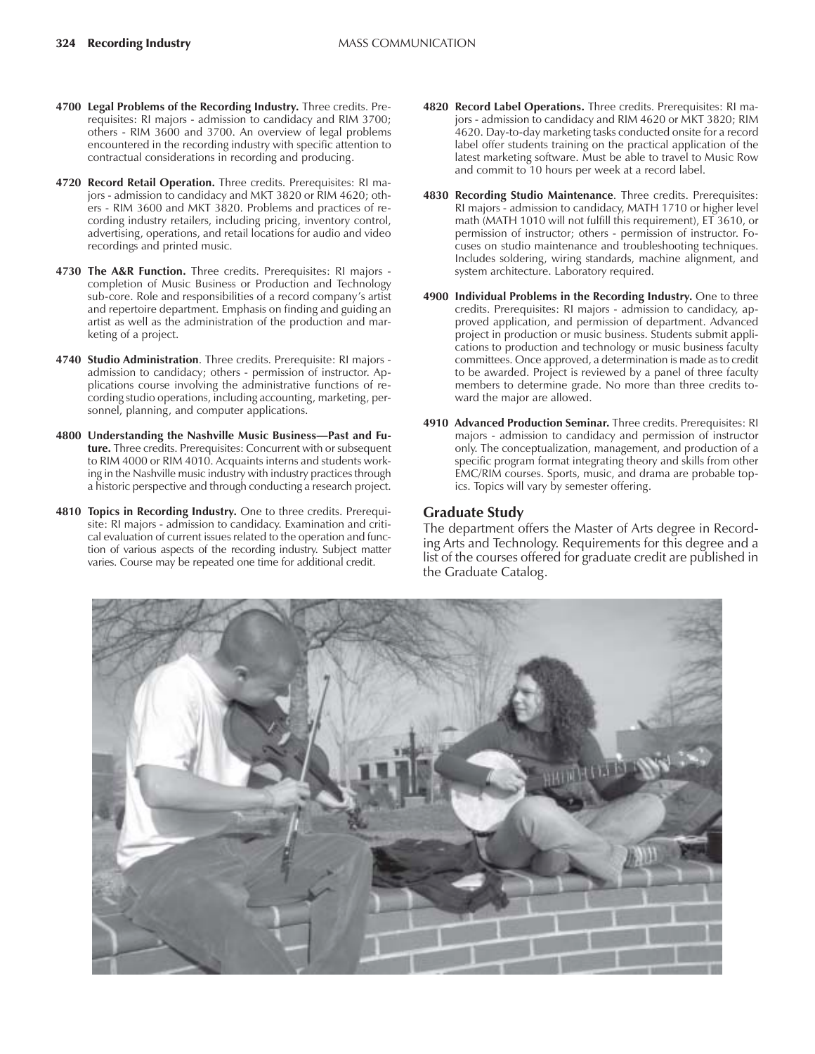**4700 Legal Problems of the Recording Industry.** Three credits. Prerequisites: RI majors - admission to candidacy and RIM 3700; others - RIM 3600 and 3700. An overview of legal problems encountered in the recording industry with specific attention to contractual considerations in recording and producing.

**4720 Record Retail Operation.** Three credits. Prerequisites: RI majors - admission to candidacy and MKT 3820 or RIM 4620; others - RIM 3600 and MKT 3820. Problems and practices of recording industry retailers, including pricing, inventory control, advertising, operations, and retail locations for audio and video recordings and printed music.

**4730 The A&R Function.** Three credits. Prerequisites: RI majors - completion of Music Business or Production and Technology sub-core. Role and responsibilities of a record company's artist and repertoire department. Emphasis on finding and guiding an artist as well as the administration of the production and marketing of a project.

**4740 Studio Administration**. Three credits. Prerequisite: RI majors - admission to candidacy; others - permission of instructor. Applications course involving the administrative functions of recording studio operations, including accounting, marketing, personnel, planning, and computer applications.

**4800 Understanding the Nashville Music Business—Past and Future.** Three credits. Prerequisites: Concurrent with or subsequent to RIM 4000 or RIM 4010. Acquaints interns and students working in the Nashville music industry with industry practices through a historic perspective and through conducting a research project.

**4810 Topics in Recording Industry.** One to three credits. Prerequisite: RI majors - admission to candidacy. Examination and critical evaluation of current issues related to the operation and function of various aspects of the recording industry. Subject matter varies. Course may be repeated one time for additional credit.

**4820 Record Label Operations.** Three credits. Prerequisites: RI majors - admission to candidacy and RIM 4620 or MKT 3820; RIM 4620. Day-to-day marketing tasks conducted onsite for a record label offer students training on the practical application of the latest marketing software. Must be able to travel to Music Row and commit to 10 hours per week at a record label.

**4830 Recording Studio Maintenance**. Three credits. Prerequisites: RI majors - admission to candidacy, MATH 1710 or higher level math (MATH 1010 will not fulfill this requirement), ET 3610, or permission of instructor; others - permission of instructor. Focuses on studio maintenance and troubleshooting techniques. Includes soldering, wiring standards, machine alignment, and system architecture. Laboratory required.

**4900 Individual Problems in the Recording Industry.** One to three credits. Prerequisites: RI majors - admission to candidacy, approved application, and permission of department. Advanced project in production or music business. Students submit applications to production and technology or music business faculty committees. Once approved, a determination is made as to credit to be awarded. Project is reviewed by a panel of three faculty members to determine grade. No more than three credits toward the major are allowed.

**4910 Advanced Production Seminar.** Three credits. Prerequisites: RI majors - admission to candidacy and permission of instructor only. The conceptualization, management, and production of a specific program format integrating theory and skills from other EMC/RIM courses. Sports, music, and drama are probable topics. Topics will vary by semester offering.

## Graduate Study

The department offers the Master of Arts degree in Recording Arts and Technology. Requirements for this degree and a list of the courses offered for graduate credit are published in the Graduate Catalog.